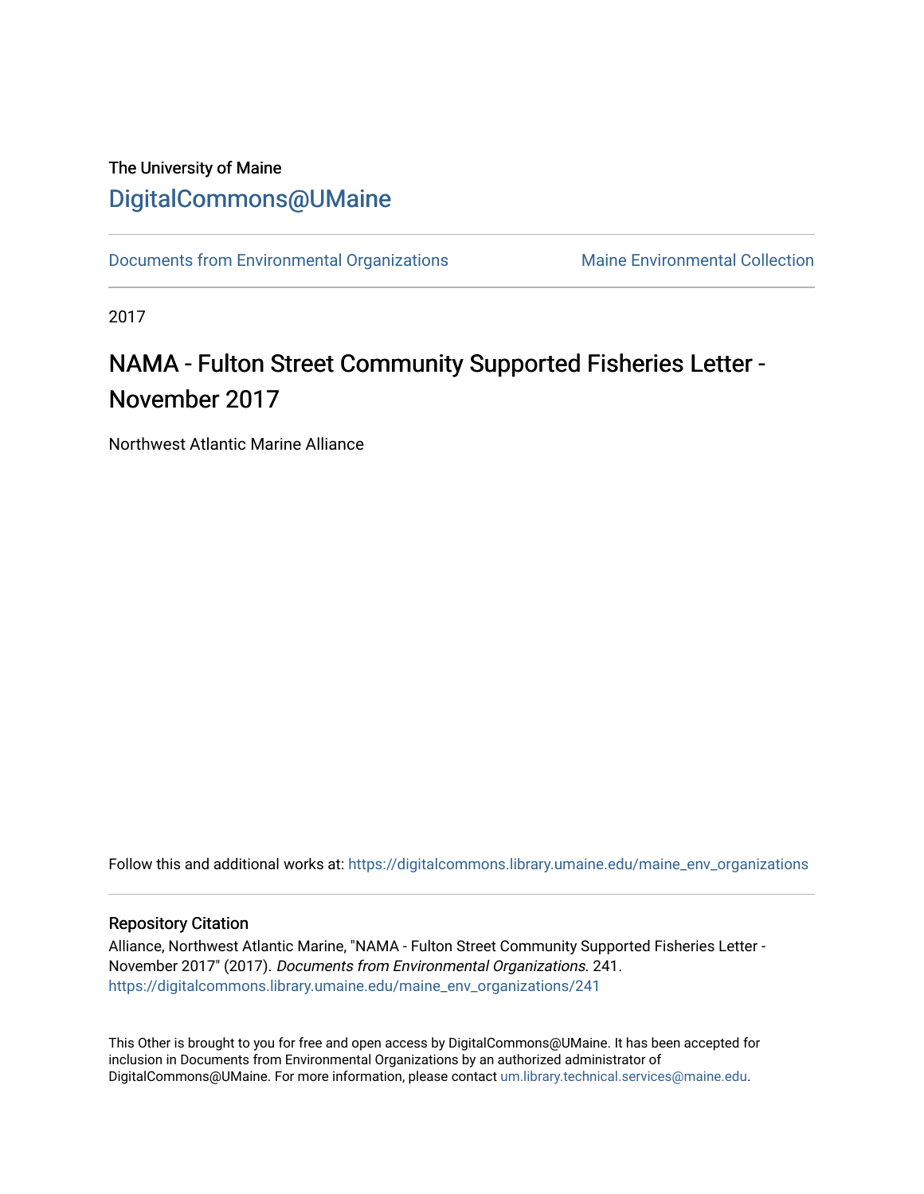The University of Maine

# DigitalCommons@UMaine

Documents from Environmental Organizations | Maine Environmental Collection

2017

# NAMA - Fulton Street Community Supported Fisheries Letter - November 2017

Northwest Atlantic Marine Alliance

Follow this and additional works at: https://digitalcommons.library.umaine.edu/maine_env_organizations

## Repository Citation

Alliance, Northwest Atlantic Marine, "NAMA - Fulton Street Community Supported Fisheries Letter - November 2017" (2017). *Documents from Environmental Organizations*. 241.
https://digitalcommons.library.umaine.edu/maine_env_organizations/241

This Other is brought to you for free and open access by DigitalCommons@UMaine. It has been accepted for inclusion in Documents from Environmental Organizations by an authorized administrator of DigitalCommons@UMaine. For more information, please contact um.library.technical.services@maine.edu.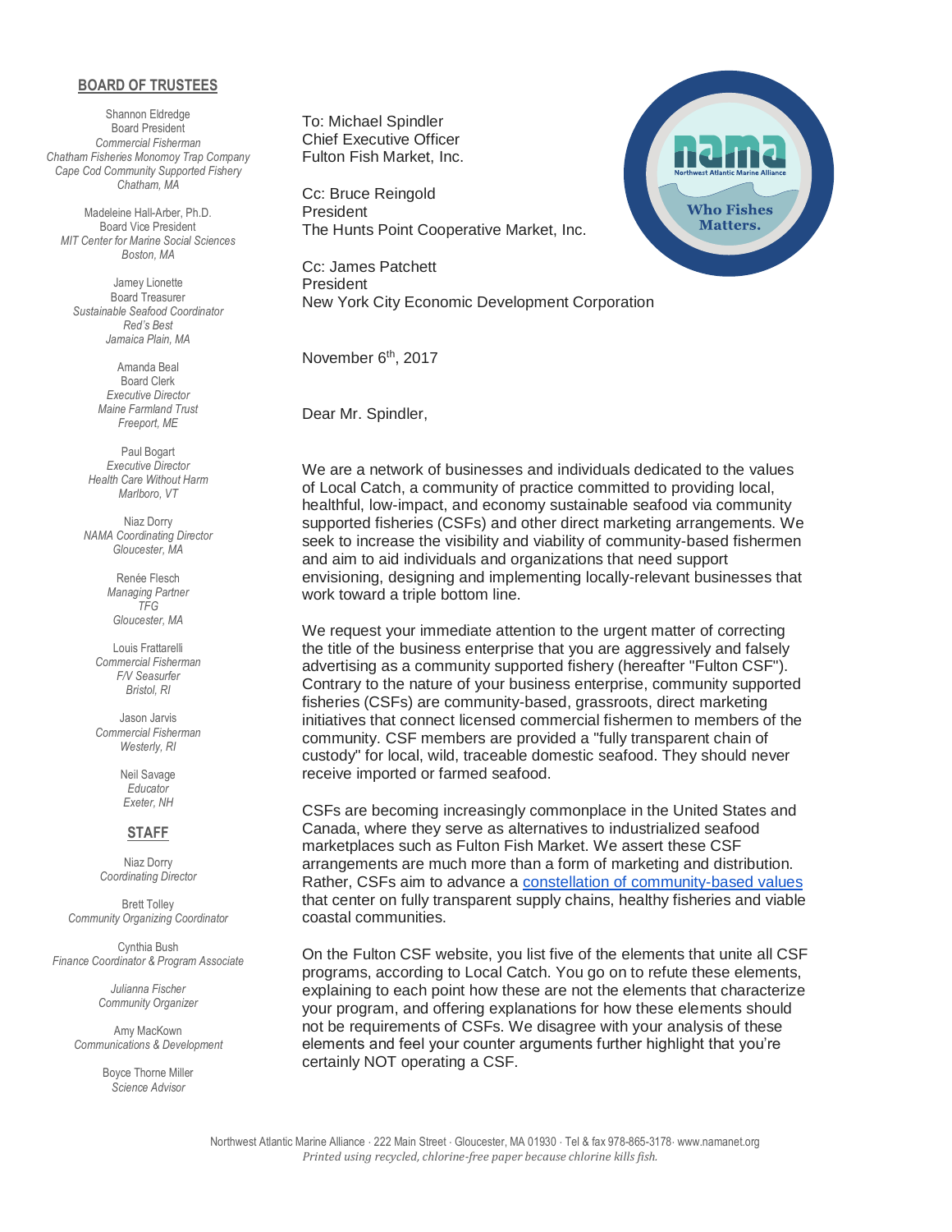**BOARD OF TRUSTEES**

Shannon Eldredge
Board President
*Commercial Fisherman*
*Chatham Fisheries Monomoy Trap Company*
*Cape Cod Community Supported Fishery*
*Chatham, MA*

Madeleine Hall-Arber, Ph.D.
Board Vice President
*MIT Center for Marine Social Sciences*
*Boston, MA*

Jamey Lionette
Board Treasurer
*Sustainable Seafood Coordinator*
*Red's Best*
*Jamaica Plain, MA*

Amanda Beal
Board Clerk
*Executive Director*
*Maine Farmland Trust*
*Freeport, ME*

Paul Bogart
*Executive Director*
*Health Care Without Harm*
*Marlboro, VT*

Niaz Dorry
*NAMA Coordinating Director*
*Gloucester, MA*

Renée Flesch
*Managing Partner*
*TFG*
*Gloucester, MA*

Louis Frattarelli
*Commercial Fisherman*
*F/V Seasurfer*
*Bristol, RI*

Jason Jarvis
*Commercial Fisherman*
*Westerly, RI*

Neil Savage
*Educator*
*Exeter, NH*

**STAFF**

Niaz Dorry
*Coordinating Director*

Brett Tolley
*Community Organizing Coordinator*

Cynthia Bush
*Finance Coordinator & Program Associate*

*Julianna Fischer*
*Community Organizer*

Amy MacKown
*Communications & Development*

Boyce Thorne Miller
*Science Advisor*

---

To: Michael Spindler
Chief Executive Officer
Fulton Fish Market, Inc.

Cc: Bruce Reingold
President
The Hunts Point Cooperative Market, Inc.

Cc: James Patchett
President
New York City Economic Development Corporation

November 6th, 2017

Dear Mr. Spindler,

We are a network of businesses and individuals dedicated to the values of Local Catch, a community of practice committed to providing local, healthful, low-impact, and economy sustainable seafood via community supported fisheries (CSFs) and other direct marketing arrangements. We seek to increase the visibility and viability of community-based fishermen and aim to aid individuals and organizations that need support envisioning, designing and implementing locally-relevant businesses that work toward a triple bottom line.

We request your immediate attention to the urgent matter of correcting the title of the business enterprise that you are aggressively and falsely advertising as a community supported fishery (hereafter "Fulton CSF"). Contrary to the nature of your business enterprise, community supported fisheries (CSFs) are community-based, grassroots, direct marketing initiatives that connect licensed commercial fishermen to members of the community. CSF members are provided a "fully transparent chain of custody" for local, wild, traceable domestic seafood. They should never receive imported or farmed seafood.

CSFs are becoming increasingly commonplace in the United States and Canada, where they serve as alternatives to industrialized seafood marketplaces such as Fulton Fish Market. We assert these CSF arrangements are much more than a form of marketing and distribution. Rather, CSFs aim to advance a constellation of community-based values that center on fully transparent supply chains, healthy fisheries and viable coastal communities.

On the Fulton CSF website, you list five of the elements that unite all CSF programs, according to Local Catch. You go on to refute these elements, explaining to each point how these are not the elements that characterize your program, and offering explanations for how these elements should not be requirements of CSFs. We disagree with your analysis of these elements and feel your counter arguments further highlight that you're certainly NOT operating a CSF.

Northwest Atlantic Marine Alliance · 222 Main Street · Gloucester, MA 01930 · Tel & fax 978-865-3178 · www.namanet.org
*Printed using recycled, chlorine-free paper because chlorine kills fish.*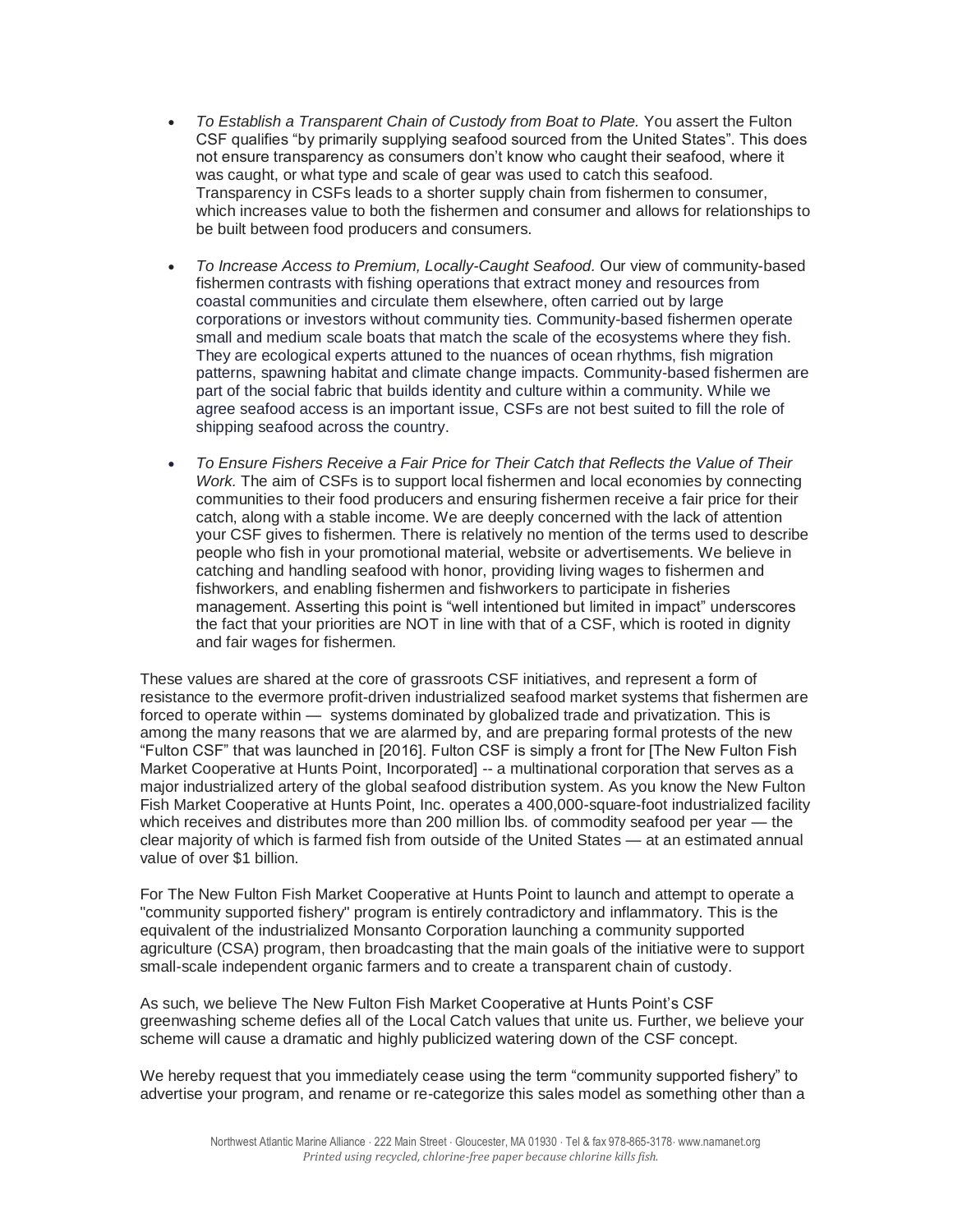- *To Establish a Transparent Chain of Custody from Boat to Plate.* You assert the Fulton CSF qualifies "by primarily supplying seafood sourced from the United States". This does not ensure transparency as consumers don't know who caught their seafood, where it was caught, or what type and scale of gear was used to catch this seafood. Transparency in CSFs leads to a shorter supply chain from fishermen to consumer, which increases value to both the fishermen and consumer and allows for relationships to be built between food producers and consumers.

- *To Increase Access to Premium, Locally-Caught Seafood.* Our view of community-based fishermen contrasts with fishing operations that extract money and resources from coastal communities and circulate them elsewhere, often carried out by large corporations or investors without community ties. Community-based fishermen operate small and medium scale boats that match the scale of the ecosystems where they fish. They are ecological experts attuned to the nuances of ocean rhythms, fish migration patterns, spawning habitat and climate change impacts. Community-based fishermen are part of the social fabric that builds identity and culture within a community. While we agree seafood access is an important issue, CSFs are not best suited to fill the role of shipping seafood across the country.

- *To Ensure Fishers Receive a Fair Price for Their Catch that Reflects the Value of Their Work.* The aim of CSFs is to support local fishermen and local economies by connecting communities to their food producers and ensuring fishermen receive a fair price for their catch, along with a stable income. We are deeply concerned with the lack of attention your CSF gives to fishermen. There is relatively no mention of the terms used to describe people who fish in your promotional material, website or advertisements. We believe in catching and handling seafood with honor, providing living wages to fishermen and fishworkers, and enabling fishermen and fishworkers to participate in fisheries management. Asserting this point is "well intentioned but limited in impact" underscores the fact that your priorities are NOT in line with that of a CSF, which is rooted in dignity and fair wages for fishermen.

These values are shared at the core of grassroots CSF initiatives, and represent a form of resistance to the evermore profit-driven industrialized seafood market systems that fishermen are forced to operate within — systems dominated by globalized trade and privatization. This is among the many reasons that we are alarmed by, and are preparing formal protests of the new "Fulton CSF" that was launched in [2016]. Fulton CSF is simply a front for [The New Fulton Fish Market Cooperative at Hunts Point, Incorporated] -- a multinational corporation that serves as a major industrialized artery of the global seafood distribution system. As you know the New Fulton Fish Market Cooperative at Hunts Point, Inc. operates a 400,000-square-foot industrialized facility which receives and distributes more than 200 million lbs. of commodity seafood per year — the clear majority of which is farmed fish from outside of the United States — at an estimated annual value of over $1 billion.

For The New Fulton Fish Market Cooperative at Hunts Point to launch and attempt to operate a "community supported fishery" program is entirely contradictory and inflammatory. This is the equivalent of the industrialized Monsanto Corporation launching a community supported agriculture (CSA) program, then broadcasting that the main goals of the initiative were to support small-scale independent organic farmers and to create a transparent chain of custody.

As such, we believe The New Fulton Fish Market Cooperative at Hunts Point's CSF greenwashing scheme defies all of the Local Catch values that unite us. Further, we believe your scheme will cause a dramatic and highly publicized watering down of the CSF concept.

We hereby request that you immediately cease using the term "community supported fishery" to advertise your program, and rename or re-categorize this sales model as something other than a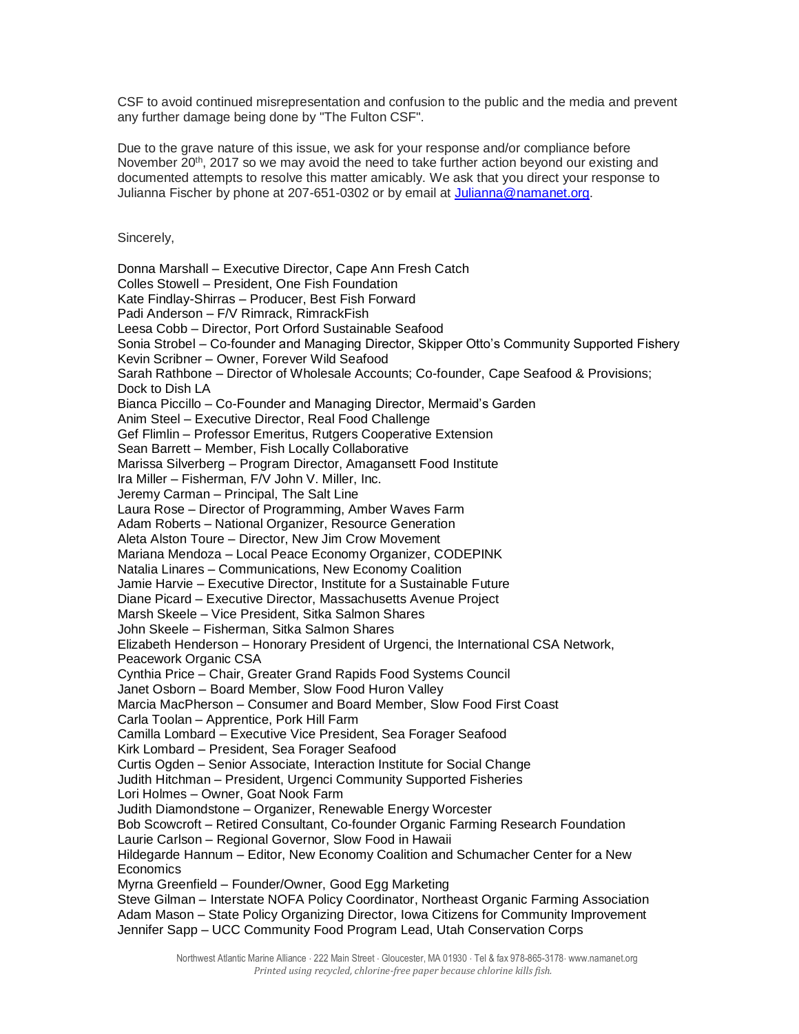CSF to avoid continued misrepresentation and confusion to the public and the media and prevent any further damage being done by "The Fulton CSF".

Due to the grave nature of this issue, we ask for your response and/or compliance before November 20th, 2017 so we may avoid the need to take further action beyond our existing and documented attempts to resolve this matter amicably. We ask that you direct your response to Julianna Fischer by phone at 207-651-0302 or by email at Julianna@namanet.org.

Sincerely,

Donna Marshall – Executive Director, Cape Ann Fresh Catch
Colles Stowell – President, One Fish Foundation
Kate Findlay-Shirras – Producer, Best Fish Forward
Padi Anderson – F/V Rimrack, RimrackFish
Leesa Cobb – Director, Port Orford Sustainable Seafood
Sonia Strobel – Co-founder and Managing Director, Skipper Otto's Community Supported Fishery
Kevin Scribner – Owner, Forever Wild Seafood
Sarah Rathbone – Director of Wholesale Accounts; Co-founder, Cape Seafood & Provisions; Dock to Dish LA
Bianca Piccillo – Co-Founder and Managing Director, Mermaid's Garden
Anim Steel – Executive Director, Real Food Challenge
Gef Flimlin – Professor Emeritus, Rutgers Cooperative Extension
Sean Barrett – Member, Fish Locally Collaborative
Marissa Silverberg – Program Director, Amagansett Food Institute
Ira Miller – Fisherman, F/V John V. Miller, Inc.
Jeremy Carman – Principal, The Salt Line
Laura Rose – Director of Programming, Amber Waves Farm
Adam Roberts – National Organizer, Resource Generation
Aleta Alston Toure – Director, New Jim Crow Movement
Mariana Mendoza – Local Peace Economy Organizer, CODEPINK
Natalia Linares – Communications, New Economy Coalition
Jamie Harvie – Executive Director, Institute for a Sustainable Future
Diane Picard – Executive Director, Massachusetts Avenue Project
Marsh Skeele – Vice President, Sitka Salmon Shares
John Skeele – Fisherman, Sitka Salmon Shares
Elizabeth Henderson – Honorary President of Urgenci, the International CSA Network, Peacework Organic CSA
Cynthia Price – Chair, Greater Grand Rapids Food Systems Council
Janet Osborn – Board Member, Slow Food Huron Valley
Marcia MacPherson – Consumer and Board Member, Slow Food First Coast
Carla Toolan – Apprentice, Pork Hill Farm
Camilla Lombard – Executive Vice President, Sea Forager Seafood
Kirk Lombard – President, Sea Forager Seafood
Curtis Ogden – Senior Associate, Interaction Institute for Social Change
Judith Hitchman – President, Urgenci Community Supported Fisheries
Lori Holmes – Owner, Goat Nook Farm
Judith Diamondstone – Organizer, Renewable Energy Worcester
Bob Scowcroft – Retired Consultant, Co-founder Organic Farming Research Foundation
Laurie Carlson – Regional Governor, Slow Food in Hawaii
Hildegarde Hannum – Editor, New Economy Coalition and Schumacher Center for a New Economics
Myrna Greenfield – Founder/Owner, Good Egg Marketing
Steve Gilman – Interstate NOFA Policy Coordinator, Northeast Organic Farming Association
Adam Mason – State Policy Organizing Director, Iowa Citizens for Community Improvement
Jennifer Sapp – UCC Community Food Program Lead, Utah Conservation Corps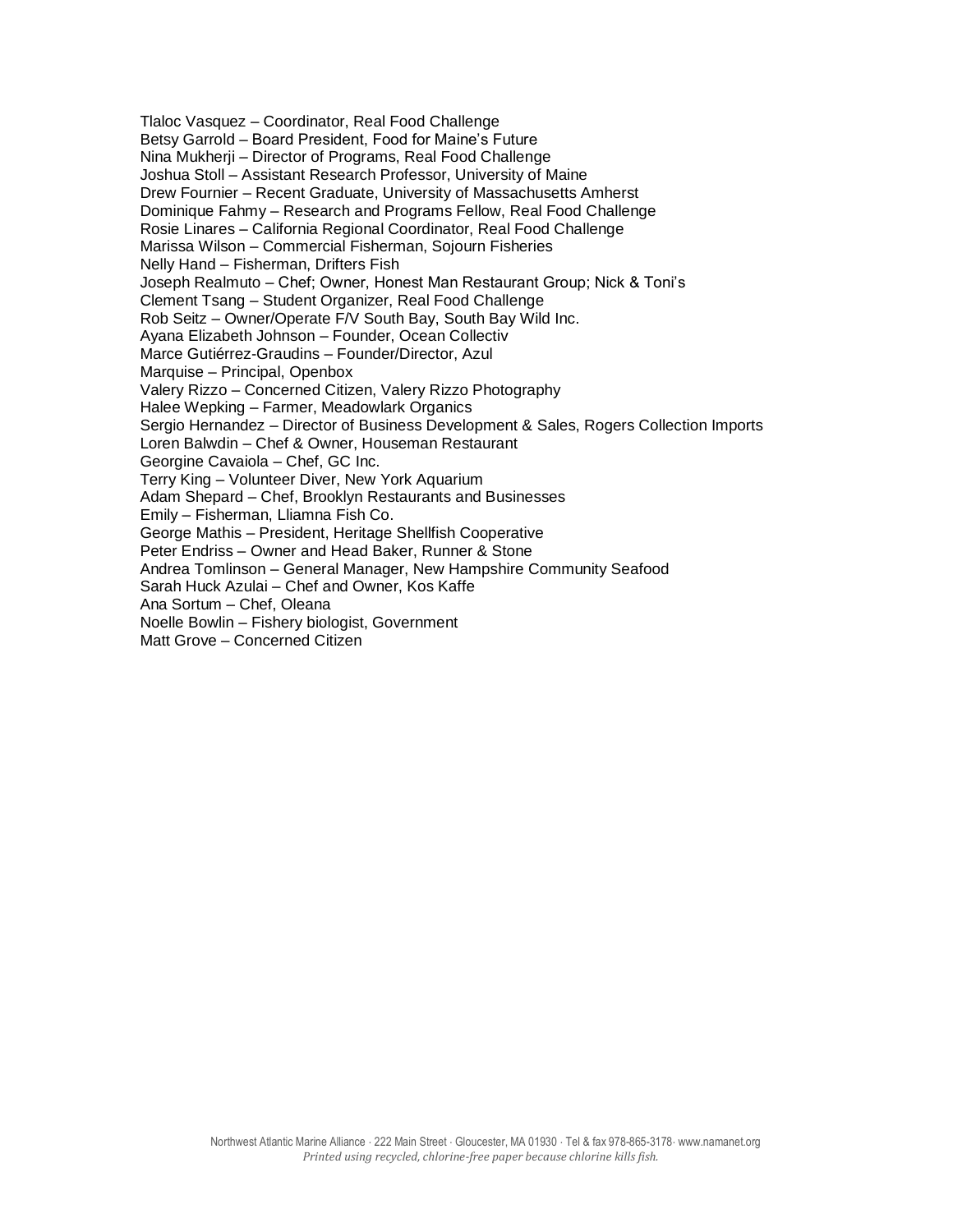Tlaloc Vasquez – Coordinator, Real Food Challenge
Betsy Garrold – Board President, Food for Maine's Future
Nina Mukherji – Director of Programs, Real Food Challenge
Joshua Stoll – Assistant Research Professor, University of Maine
Drew Fournier – Recent Graduate, University of Massachusetts Amherst
Dominique Fahmy – Research and Programs Fellow, Real Food Challenge
Rosie Linares – California Regional Coordinator, Real Food Challenge
Marissa Wilson – Commercial Fisherman, Sojourn Fisheries
Nelly Hand – Fisherman, Drifters Fish
Joseph Realmuto – Chef; Owner, Honest Man Restaurant Group; Nick & Toni's
Clement Tsang – Student Organizer, Real Food Challenge
Rob Seitz – Owner/Operate F/V South Bay, South Bay Wild Inc.
Ayana Elizabeth Johnson – Founder, Ocean Collectiv
Marce Gutiérrez-Graudins – Founder/Director, Azul
Marquise – Principal, Openbox
Valery Rizzo – Concerned Citizen, Valery Rizzo Photography
Halee Wepking – Farmer, Meadowlark Organics
Sergio Hernandez – Director of Business Development & Sales, Rogers Collection Imports
Loren Balwdin – Chef & Owner, Houseman Restaurant
Georgine Cavaiola – Chef, GC Inc.
Terry King – Volunteer Diver, New York Aquarium
Adam Shepard – Chef, Brooklyn Restaurants and Businesses
Emily – Fisherman, Lliamna Fish Co.
George Mathis – President, Heritage Shellfish Cooperative
Peter Endriss – Owner and Head Baker, Runner & Stone
Andrea Tomlinson – General Manager, New Hampshire Community Seafood
Sarah Huck Azulai – Chef and Owner, Kos Kaffe
Ana Sortum – Chef, Oleana
Noelle Bowlin – Fishery biologist, Government
Matt Grove – Concerned Citizen